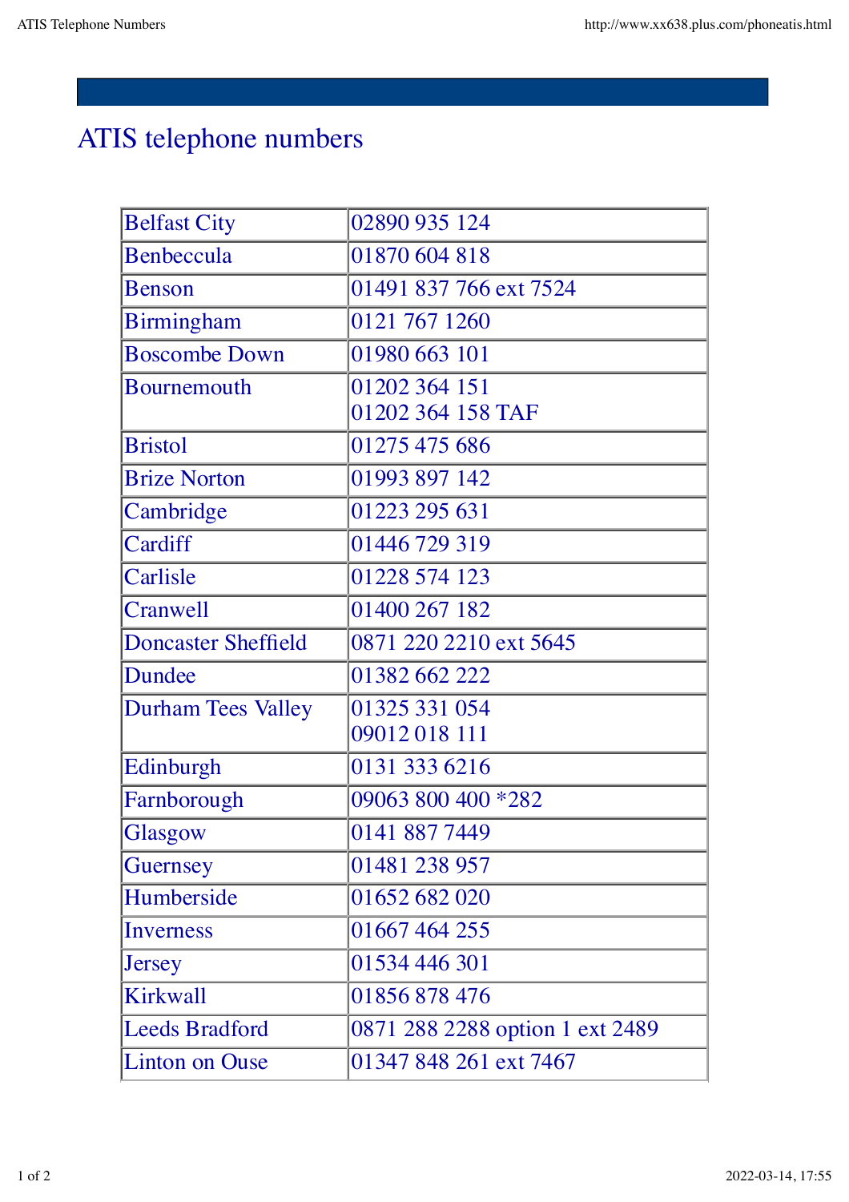# ATIS telephone numbers

| | |
|---|---|
| Belfast City | 02890 935 124 |
| Benbeccula | 01870 604 818 |
| Benson | 01491 837 766 ext 7524 |
| Birmingham | 0121 767 1260 |
| Boscombe Down | 01980 663 101 |
| Bournemouth | 01202 364 151<br>01202 364 158 TAF |
| Bristol | 01275 475 686 |
| Brize Norton | 01993 897 142 |
| Cambridge | 01223 295 631 |
| Cardiff | 01446 729 319 |
| Carlisle | 01228 574 123 |
| Cranwell | 01400 267 182 |
| Doncaster Sheffield | 0871 220 2210 ext 5645 |
| Dundee | 01382 662 222 |
| Durham Tees Valley | 01325 331 054<br>09012 018 111 |
| Edinburgh | 0131 333 6216 |
| Farnborough | 09063 800 400 *282 |
| Glasgow | 0141 887 7449 |
| Guernsey | 01481 238 957 |
| Humberside | 01652 682 020 |
| Inverness | 01667 464 255 |
| Jersey | 01534 446 301 |
| Kirkwall | 01856 878 476 |
| Leeds Bradford | 0871 288 2288 option 1 ext 2489 |
| Linton on Ouse | 01347 848 261 ext 7467 |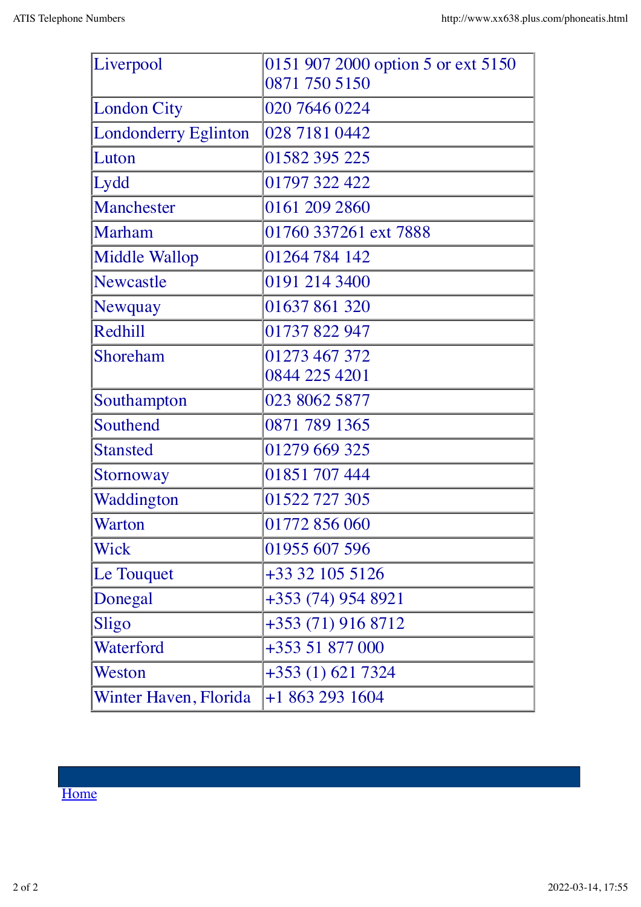| | |
|---|---|
| Liverpool | 0151 907 2000 option 5 or ext 5150<br>0871 750 5150 |
| London City | 020 7646 0224 |
| Londonderry Eglinton | 028 7181 0442 |
| Luton | 01582 395 225 |
| Lydd | 01797 322 422 |
| Manchester | 0161 209 2860 |
| Marham | 01760 337261 ext 7888 |
| Middle Wallop | 01264 784 142 |
| Newcastle | 0191 214 3400 |
| Newquay | 01637 861 320 |
| Redhill | 01737 822 947 |
| Shoreham | 01273 467 372<br>0844 225 4201 |
| Southampton | 023 8062 5877 |
| Southend | 0871 789 1365 |
| Stansted | 01279 669 325 |
| Stornoway | 01851 707 444 |
| Waddington | 01522 727 305 |
| Warton | 01772 856 060 |
| Wick | 01955 607 596 |
| Le Touquet | +33 32 105 5126 |
| Donegal | +353 (74) 954 8921 |
| Sligo | +353 (71) 916 8712 |
| Waterford | +353 51 877 000 |
| Weston | +353 (1) 621 7324 |
| Winter Haven, Florida | +1 863 293 1604 |

Home